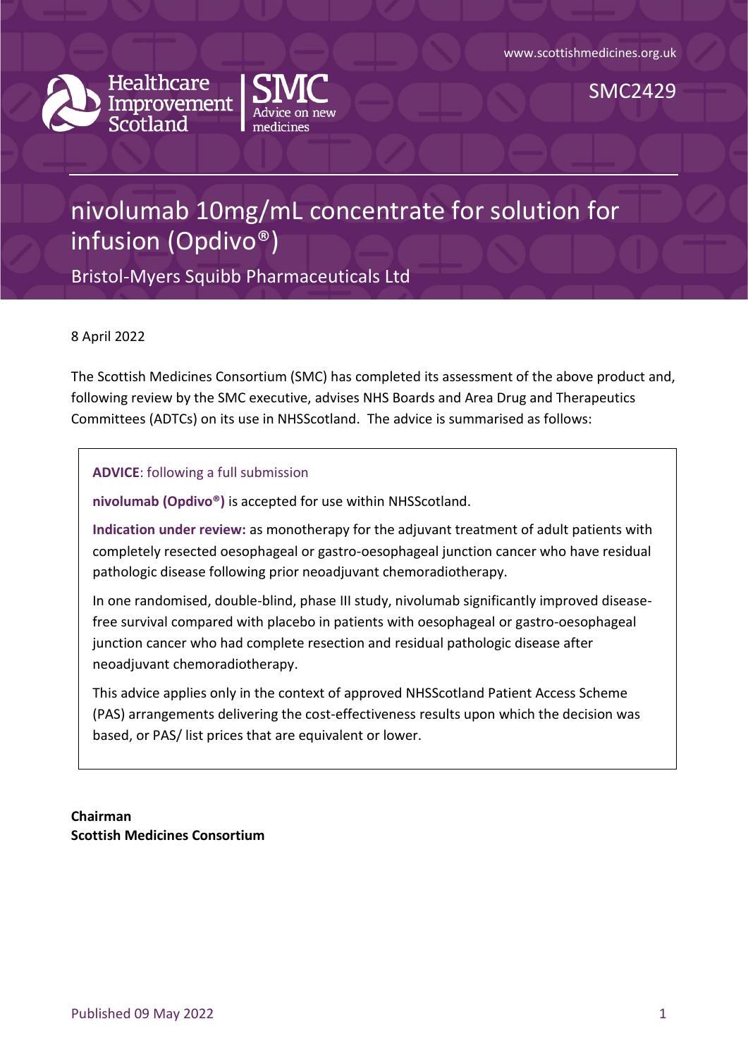www.scottishmedicines.org.uk

Healthcare Improvement Scotland | SMC Advice on new medicines

SMC2429

# nivolumab 10mg/mL concentrate for solution for infusion (Opdivo®)

Bristol-Myers Squibb Pharmaceuticals Ltd

8 April 2022

The Scottish Medicines Consortium (SMC) has completed its assessment of the above product and, following review by the SMC executive, advises NHS Boards and Area Drug and Therapeutics Committees (ADTCs) on its use in NHSScotland. The advice is summarised as follows:

**ADVICE**: following a full submission

**nivolumab (Opdivo®)** is accepted for use within NHSScotland.

**Indication under review:** as monotherapy for the adjuvant treatment of adult patients with completely resected oesophageal or gastro-oesophageal junction cancer who have residual pathologic disease following prior neoadjuvant chemoradiotherapy.

In one randomised, double-blind, phase III study, nivolumab significantly improved disease-free survival compared with placebo in patients with oesophageal or gastro-oesophageal junction cancer who had complete resection and residual pathologic disease after neoadjuvant chemoradiotherapy.

This advice applies only in the context of approved NHSScotland Patient Access Scheme (PAS) arrangements delivering the cost-effectiveness results upon which the decision was based, or PAS/ list prices that are equivalent or lower.

**Chairman**
**Scottish Medicines Consortium**

Published 09 May 2022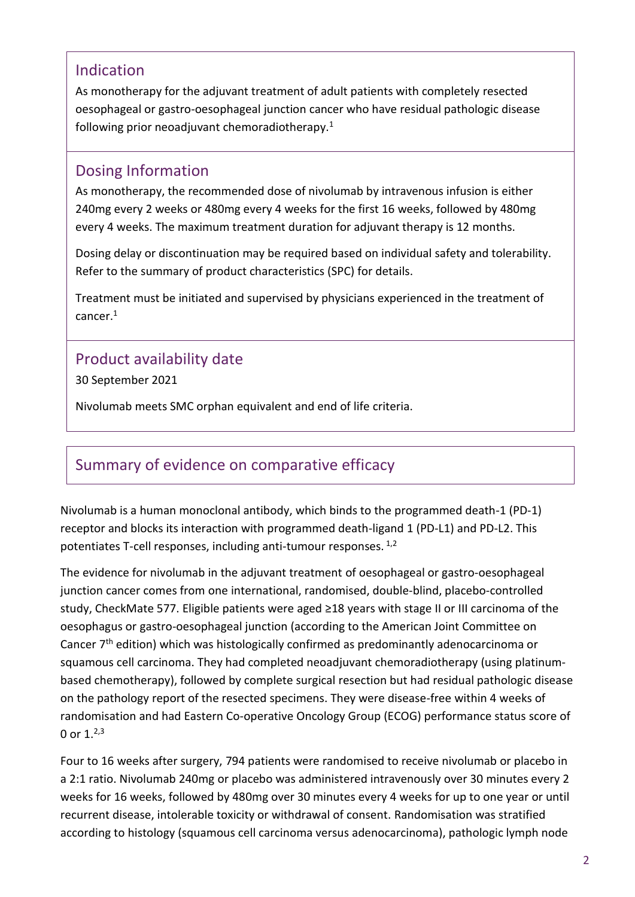## Indication

As monotherapy for the adjuvant treatment of adult patients with completely resected oesophageal or gastro-oesophageal junction cancer who have residual pathologic disease following prior neoadjuvant chemoradiotherapy.[1]

## Dosing Information

As monotherapy, the recommended dose of nivolumab by intravenous infusion is either 240mg every 2 weeks or 480mg every 4 weeks for the first 16 weeks, followed by 480mg every 4 weeks. The maximum treatment duration for adjuvant therapy is 12 months.

Dosing delay or discontinuation may be required based on individual safety and tolerability. Refer to the summary of product characteristics (SPC) for details.

Treatment must be initiated and supervised by physicians experienced in the treatment of cancer.[1]

## Product availability date

30 September 2021

Nivolumab meets SMC orphan equivalent and end of life criteria.

## Summary of evidence on comparative efficacy

Nivolumab is a human monoclonal antibody, which binds to the programmed death-1 (PD-1) receptor and blocks its interaction with programmed death-ligand 1 (PD-L1) and PD-L2. This potentiates T-cell responses, including anti-tumour responses. [1,2]

The evidence for nivolumab in the adjuvant treatment of oesophageal or gastro-oesophageal junction cancer comes from one international, randomised, double-blind, placebo-controlled study, CheckMate 577. Eligible patients were aged ≥18 years with stage II or III carcinoma of the oesophagus or gastro-oesophageal junction (according to the American Joint Committee on Cancer 7th edition) which was histologically confirmed as predominantly adenocarcinoma or squamous cell carcinoma. They had completed neoadjuvant chemoradiotherapy (using platinum-based chemotherapy), followed by complete surgical resection but had residual pathologic disease on the pathology report of the resected specimens. They were disease-free within 4 weeks of randomisation and had Eastern Co-operative Oncology Group (ECOG) performance status score of 0 or 1.[2,3]

Four to 16 weeks after surgery, 794 patients were randomised to receive nivolumab or placebo in a 2:1 ratio. Nivolumab 240mg or placebo was administered intravenously over 30 minutes every 2 weeks for 16 weeks, followed by 480mg over 30 minutes every 4 weeks for up to one year or until recurrent disease, intolerable toxicity or withdrawal of consent. Randomisation was stratified according to histology (squamous cell carcinoma versus adenocarcinoma), pathologic lymph node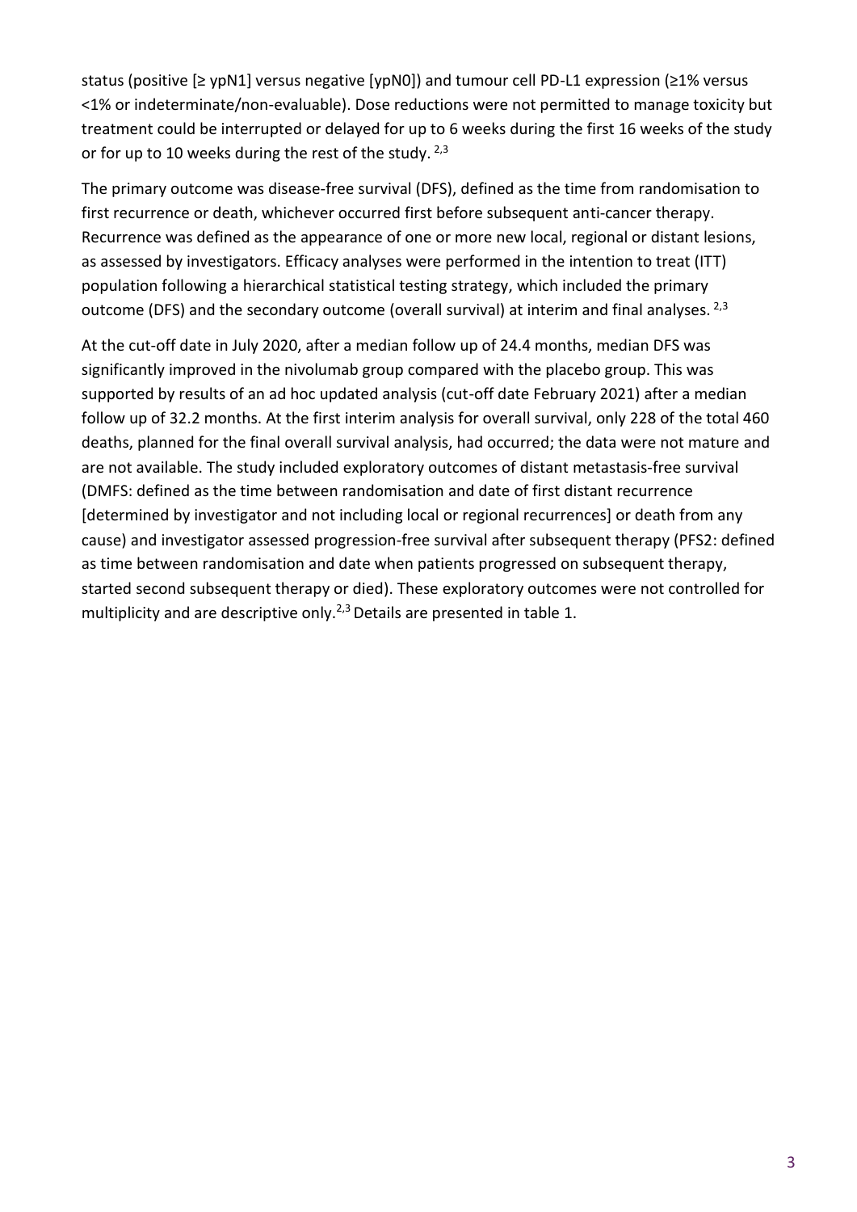status (positive [≥ ypN1] versus negative [ypN0]) and tumour cell PD-L1 expression (≥1% versus <1% or indeterminate/non-evaluable). Dose reductions were not permitted to manage toxicity but treatment could be interrupted or delayed for up to 6 weeks during the first 16 weeks of the study or for up to 10 weeks during the rest of the study. [2,3]

The primary outcome was disease-free survival (DFS), defined as the time from randomisation to first recurrence or death, whichever occurred first before subsequent anti-cancer therapy. Recurrence was defined as the appearance of one or more new local, regional or distant lesions, as assessed by investigators. Efficacy analyses were performed in the intention to treat (ITT) population following a hierarchical statistical testing strategy, which included the primary outcome (DFS) and the secondary outcome (overall survival) at interim and final analyses. [2,3]

At the cut-off date in July 2020, after a median follow up of 24.4 months, median DFS was significantly improved in the nivolumab group compared with the placebo group. This was supported by results of an ad hoc updated analysis (cut-off date February 2021) after a median follow up of 32.2 months. At the first interim analysis for overall survival, only 228 of the total 460 deaths, planned for the final overall survival analysis, had occurred; the data were not mature and are not available. The study included exploratory outcomes of distant metastasis-free survival (DMFS: defined as the time between randomisation and date of first distant recurrence [determined by investigator and not including local or regional recurrences] or death from any cause) and investigator assessed progression-free survival after subsequent therapy (PFS2: defined as time between randomisation and date when patients progressed on subsequent therapy, started second subsequent therapy or died). These exploratory outcomes were not controlled for multiplicity and are descriptive only.[2,3] Details are presented in table 1.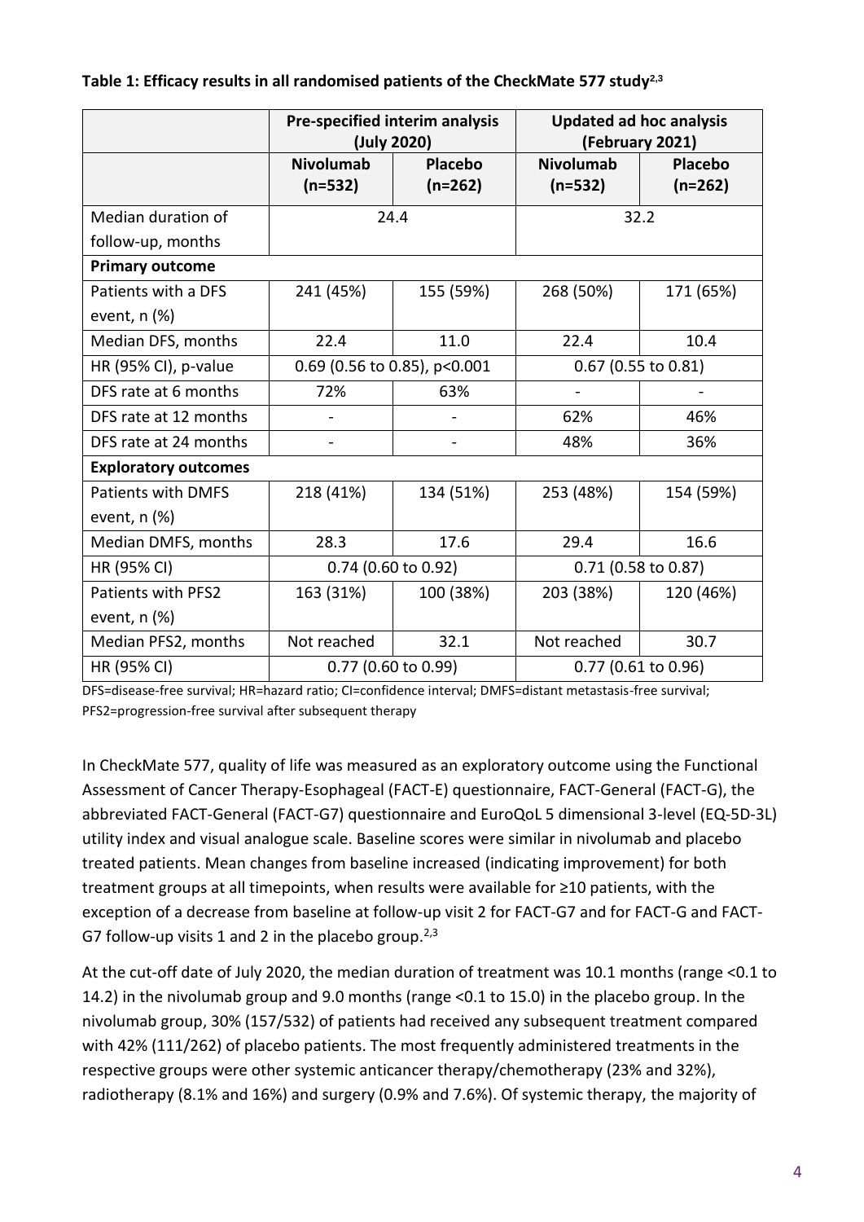**Table 1: Efficacy results in all randomised patients of the CheckMate 577 study[2,3]**

| | Pre-specified interim analysis (July 2020) | | Updated ad hoc analysis (February 2021) | |
|---|---|---|---|---|
| | **Nivolumab (n=532)** | **Placebo (n=262)** | **Nivolumab (n=532)** | **Placebo (n=262)** |
| Median duration of follow-up, months | 24.4 | | 32.2 | |
| **Primary outcome** | | | | |
| Patients with a DFS event, n (%) | 241 (45%) | 155 (59%) | 268 (50%) | 171 (65%) |
| Median DFS, months | 22.4 | 11.0 | 22.4 | 10.4 |
| HR (95% CI), p-value | 0.69 (0.56 to 0.85), p<0.001 | | 0.67 (0.55 to 0.81) | |
| DFS rate at 6 months | 72% | 63% | - | - |
| DFS rate at 12 months | - | - | 62% | 46% |
| DFS rate at 24 months | - | - | 48% | 36% |
| **Exploratory outcomes** | | | | |
| Patients with DMFS event, n (%) | 218 (41%) | 134 (51%) | 253 (48%) | 154 (59%) |
| Median DMFS, months | 28.3 | 17.6 | 29.4 | 16.6 |
| HR (95% CI) | 0.74 (0.60 to 0.92) | | 0.71 (0.58 to 0.87) | |
| Patients with PFS2 event, n (%) | 163 (31%) | 100 (38%) | 203 (38%) | 120 (46%) |
| Median PFS2, months | Not reached | 32.1 | Not reached | 30.7 |
| HR (95% CI) | 0.77 (0.60 to 0.99) | | 0.77 (0.61 to 0.96) | |

DFS=disease-free survival; HR=hazard ratio; CI=confidence interval; DMFS=distant metastasis-free survival; PFS2=progression-free survival after subsequent therapy

In CheckMate 577, quality of life was measured as an exploratory outcome using the Functional Assessment of Cancer Therapy-Esophageal (FACT-E) questionnaire, FACT-General (FACT-G), the abbreviated FACT-General (FACT-G7) questionnaire and EuroQoL 5 dimensional 3-level (EQ-5D-3L) utility index and visual analogue scale. Baseline scores were similar in nivolumab and placebo treated patients. Mean changes from baseline increased (indicating improvement) for both treatment groups at all timepoints, when results were available for ≥10 patients, with the exception of a decrease from baseline at follow-up visit 2 for FACT-G7 and for FACT-G and FACT-G7 follow-up visits 1 and 2 in the placebo group.[2,3]

At the cut-off date of July 2020, the median duration of treatment was 10.1 months (range <0.1 to 14.2) in the nivolumab group and 9.0 months (range <0.1 to 15.0) in the placebo group. In the nivolumab group, 30% (157/532) of patients had received any subsequent treatment compared with 42% (111/262) of placebo patients. The most frequently administered treatments in the respective groups were other systemic anticancer therapy/chemotherapy (23% and 32%), radiotherapy (8.1% and 16%) and surgery (0.9% and 7.6%). Of systemic therapy, the majority of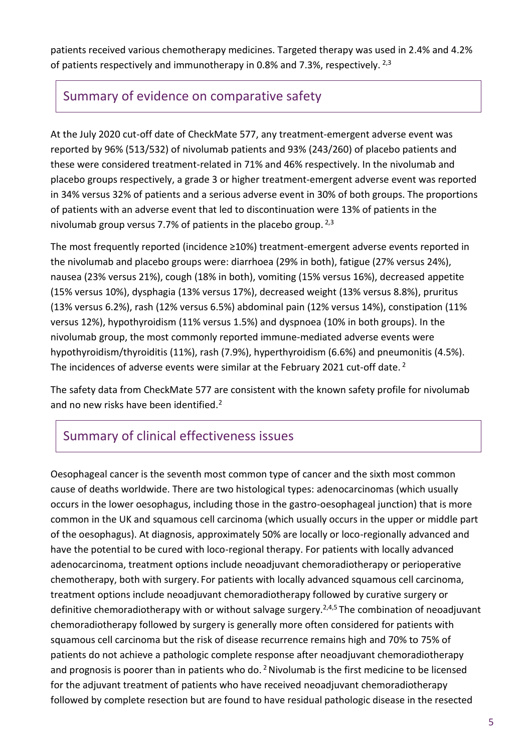patients received various chemotherapy medicines. Targeted therapy was used in 2.4% and 4.2% of patients respectively and immunotherapy in 0.8% and 7.3%, respectively. [2,3]

## Summary of evidence on comparative safety

At the July 2020 cut-off date of CheckMate 577, any treatment-emergent adverse event was reported by 96% (513/532) of nivolumab patients and 93% (243/260) of placebo patients and these were considered treatment-related in 71% and 46% respectively. In the nivolumab and placebo groups respectively, a grade 3 or higher treatment-emergent adverse event was reported in 34% versus 32% of patients and a serious adverse event in 30% of both groups. The proportions of patients with an adverse event that led to discontinuation were 13% of patients in the nivolumab group versus 7.7% of patients in the placebo group. [2,3]

The most frequently reported (incidence ≥10%) treatment-emergent adverse events reported in the nivolumab and placebo groups were: diarrhoea (29% in both), fatigue (27% versus 24%), nausea (23% versus 21%), cough (18% in both), vomiting (15% versus 16%), decreased appetite (15% versus 10%), dysphagia (13% versus 17%), decreased weight (13% versus 8.8%), pruritus (13% versus 6.2%), rash (12% versus 6.5%) abdominal pain (12% versus 14%), constipation (11% versus 12%), hypothyroidism (11% versus 1.5%) and dyspnoea (10% in both groups). In the nivolumab group, the most commonly reported immune-mediated adverse events were hypothyroidism/thyroiditis (11%), rash (7.9%), hyperthyroidism (6.6%) and pneumonitis (4.5%). The incidences of adverse events were similar at the February 2021 cut-off date. [2]

The safety data from CheckMate 577 are consistent with the known safety profile for nivolumab and no new risks have been identified.[2]

## Summary of clinical effectiveness issues

Oesophageal cancer is the seventh most common type of cancer and the sixth most common cause of deaths worldwide. There are two histological types: adenocarcinomas (which usually occurs in the lower oesophagus, including those in the gastro-oesophageal junction) that is more common in the UK and squamous cell carcinoma (which usually occurs in the upper or middle part of the oesophagus). At diagnosis, approximately 50% are locally or loco-regionally advanced and have the potential to be cured with loco-regional therapy. For patients with locally advanced adenocarcinoma, treatment options include neoadjuvant chemoradiotherapy or perioperative chemotherapy, both with surgery. For patients with locally advanced squamous cell carcinoma, treatment options include neoadjuvant chemoradiotherapy followed by curative surgery or definitive chemoradiotherapy with or without salvage surgery.[2,4,5] The combination of neoadjuvant chemoradiotherapy followed by surgery is generally more often considered for patients with squamous cell carcinoma but the risk of disease recurrence remains high and 70% to 75% of patients do not achieve a pathologic complete response after neoadjuvant chemoradiotherapy and prognosis is poorer than in patients who do. [2] Nivolumab is the first medicine to be licensed for the adjuvant treatment of patients who have received neoadjuvant chemoradiotherapy followed by complete resection but are found to have residual pathologic disease in the resected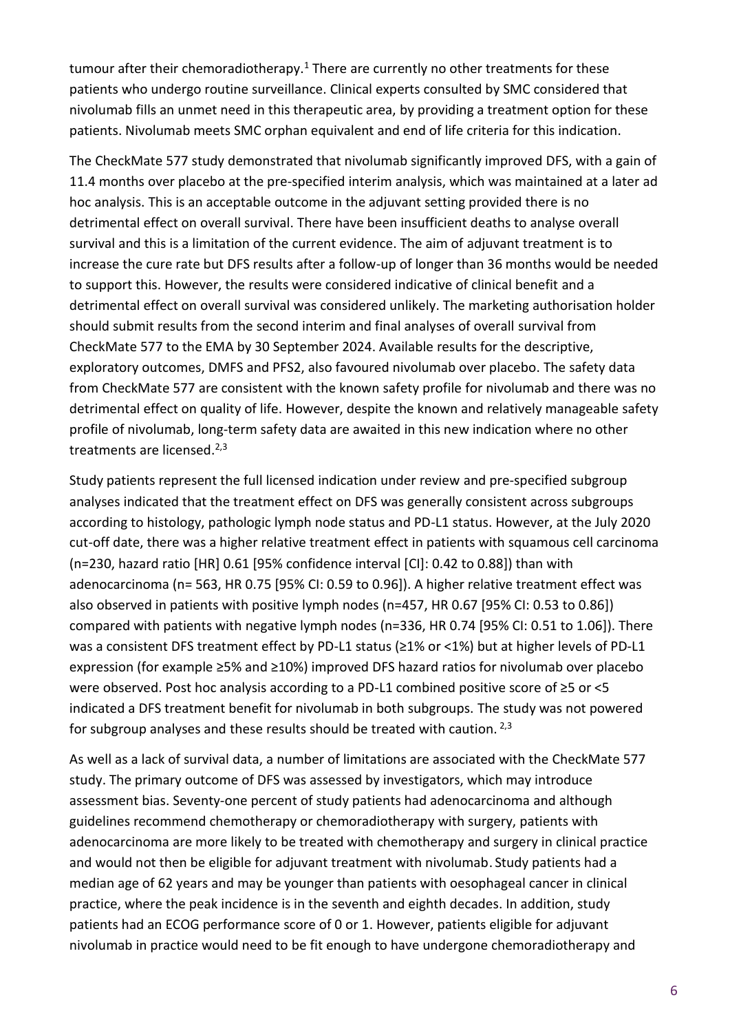tumour after their chemoradiotherapy.[1] There are currently no other treatments for these patients who undergo routine surveillance. Clinical experts consulted by SMC considered that nivolumab fills an unmet need in this therapeutic area, by providing a treatment option for these patients. Nivolumab meets SMC orphan equivalent and end of life criteria for this indication.

The CheckMate 577 study demonstrated that nivolumab significantly improved DFS, with a gain of 11.4 months over placebo at the pre-specified interim analysis, which was maintained at a later ad hoc analysis. This is an acceptable outcome in the adjuvant setting provided there is no detrimental effect on overall survival. There have been insufficient deaths to analyse overall survival and this is a limitation of the current evidence. The aim of adjuvant treatment is to increase the cure rate but DFS results after a follow-up of longer than 36 months would be needed to support this. However, the results were considered indicative of clinical benefit and a detrimental effect on overall survival was considered unlikely. The marketing authorisation holder should submit results from the second interim and final analyses of overall survival from CheckMate 577 to the EMA by 30 September 2024. Available results for the descriptive, exploratory outcomes, DMFS and PFS2, also favoured nivolumab over placebo. The safety data from CheckMate 577 are consistent with the known safety profile for nivolumab and there was no detrimental effect on quality of life. However, despite the known and relatively manageable safety profile of nivolumab, long-term safety data are awaited in this new indication where no other treatments are licensed.[2,3]

Study patients represent the full licensed indication under review and pre-specified subgroup analyses indicated that the treatment effect on DFS was generally consistent across subgroups according to histology, pathologic lymph node status and PD-L1 status. However, at the July 2020 cut-off date, there was a higher relative treatment effect in patients with squamous cell carcinoma (n=230, hazard ratio [HR] 0.61 [95% confidence interval [CI]: 0.42 to 0.88]) than with adenocarcinoma (n= 563, HR 0.75 [95% CI: 0.59 to 0.96]). A higher relative treatment effect was also observed in patients with positive lymph nodes (n=457, HR 0.67 [95% CI: 0.53 to 0.86]) compared with patients with negative lymph nodes (n=336, HR 0.74 [95% CI: 0.51 to 1.06]). There was a consistent DFS treatment effect by PD-L1 status (≥1% or <1%) but at higher levels of PD-L1 expression (for example ≥5% and ≥10%) improved DFS hazard ratios for nivolumab over placebo were observed. Post hoc analysis according to a PD-L1 combined positive score of ≥5 or <5 indicated a DFS treatment benefit for nivolumab in both subgroups. The study was not powered for subgroup analyses and these results should be treated with caution. [2,3]

As well as a lack of survival data, a number of limitations are associated with the CheckMate 577 study. The primary outcome of DFS was assessed by investigators, which may introduce assessment bias. Seventy-one percent of study patients had adenocarcinoma and although guidelines recommend chemotherapy or chemoradiotherapy with surgery, patients with adenocarcinoma are more likely to be treated with chemotherapy and surgery in clinical practice and would not then be eligible for adjuvant treatment with nivolumab. Study patients had a median age of 62 years and may be younger than patients with oesophageal cancer in clinical practice, where the peak incidence is in the seventh and eighth decades. In addition, study patients had an ECOG performance score of 0 or 1. However, patients eligible for adjuvant nivolumab in practice would need to be fit enough to have undergone chemoradiotherapy and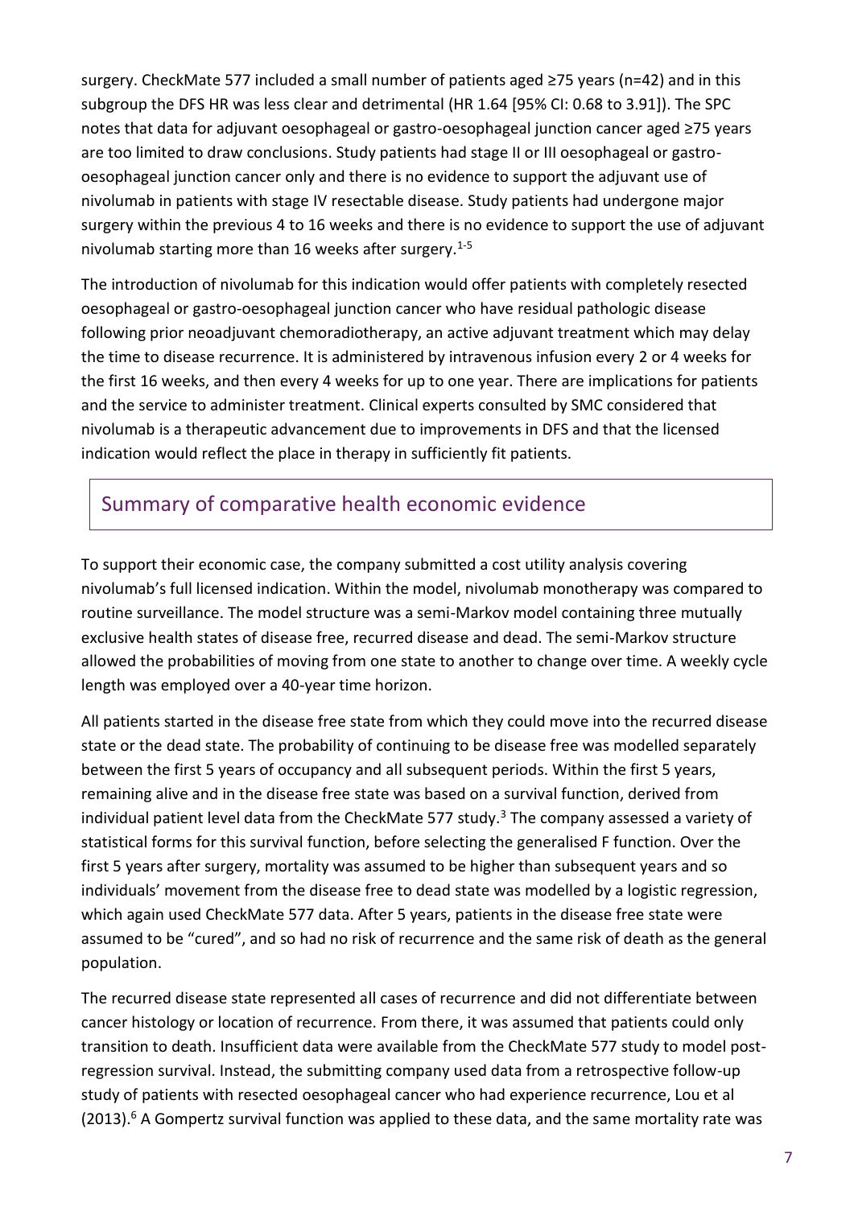surgery. CheckMate 577 included a small number of patients aged ≥75 years (n=42) and in this subgroup the DFS HR was less clear and detrimental (HR 1.64 [95% CI: 0.68 to 3.91]). The SPC notes that data for adjuvant oesophageal or gastro-oesophageal junction cancer aged ≥75 years are too limited to draw conclusions. Study patients had stage II or III oesophageal or gastro-oesophageal junction cancer only and there is no evidence to support the adjuvant use of nivolumab in patients with stage IV resectable disease. Study patients had undergone major surgery within the previous 4 to 16 weeks and there is no evidence to support the use of adjuvant nivolumab starting more than 16 weeks after surgery.[1-5]

The introduction of nivolumab for this indication would offer patients with completely resected oesophageal or gastro-oesophageal junction cancer who have residual pathologic disease following prior neoadjuvant chemoradiotherapy, an active adjuvant treatment which may delay the time to disease recurrence. It is administered by intravenous infusion every 2 or 4 weeks for the first 16 weeks, and then every 4 weeks for up to one year. There are implications for patients and the service to administer treatment. Clinical experts consulted by SMC considered that nivolumab is a therapeutic advancement due to improvements in DFS and that the licensed indication would reflect the place in therapy in sufficiently fit patients.

## Summary of comparative health economic evidence

To support their economic case, the company submitted a cost utility analysis covering nivolumab's full licensed indication. Within the model, nivolumab monotherapy was compared to routine surveillance. The model structure was a semi-Markov model containing three mutually exclusive health states of disease free, recurred disease and dead. The semi-Markov structure allowed the probabilities of moving from one state to another to change over time. A weekly cycle length was employed over a 40-year time horizon.

All patients started in the disease free state from which they could move into the recurred disease state or the dead state. The probability of continuing to be disease free was modelled separately between the first 5 years of occupancy and all subsequent periods. Within the first 5 years, remaining alive and in the disease free state was based on a survival function, derived from individual patient level data from the CheckMate 577 study.[3] The company assessed a variety of statistical forms for this survival function, before selecting the generalised F function. Over the first 5 years after surgery, mortality was assumed to be higher than subsequent years and so individuals' movement from the disease free to dead state was modelled by a logistic regression, which again used CheckMate 577 data. After 5 years, patients in the disease free state were assumed to be "cured", and so had no risk of recurrence and the same risk of death as the general population.

The recurred disease state represented all cases of recurrence and did not differentiate between cancer histology or location of recurrence. From there, it was assumed that patients could only transition to death. Insufficient data were available from the CheckMate 577 study to model post-regression survival. Instead, the submitting company used data from a retrospective follow-up study of patients with resected oesophageal cancer who had experience recurrence, Lou et al (2013).[6] A Gompertz survival function was applied to these data, and the same mortality rate was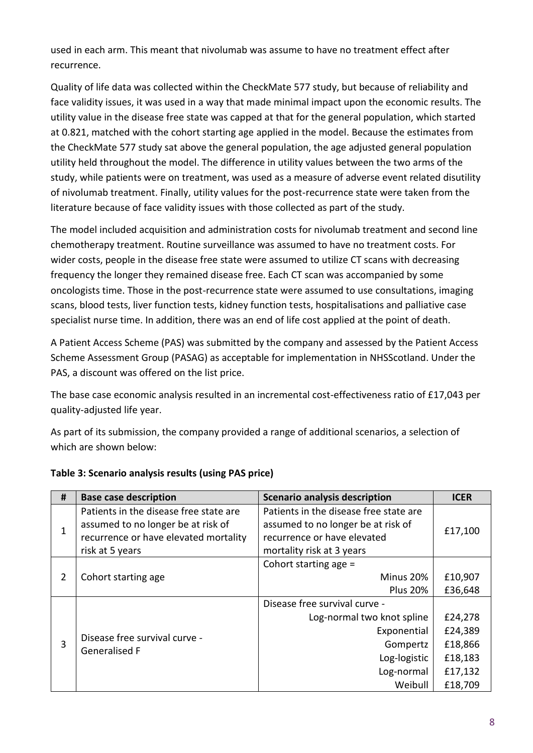used in each arm. This meant that nivolumab was assume to have no treatment effect after recurrence.

Quality of life data was collected within the CheckMate 577 study, but because of reliability and face validity issues, it was used in a way that made minimal impact upon the economic results. The utility value in the disease free state was capped at that for the general population, which started at 0.821, matched with the cohort starting age applied in the model. Because the estimates from the CheckMate 577 study sat above the general population, the age adjusted general population utility held throughout the model. The difference in utility values between the two arms of the study, while patients were on treatment, was used as a measure of adverse event related disutility of nivolumab treatment. Finally, utility values for the post-recurrence state were taken from the literature because of face validity issues with those collected as part of the study.

The model included acquisition and administration costs for nivolumab treatment and second line chemotherapy treatment. Routine surveillance was assumed to have no treatment costs. For wider costs, people in the disease free state were assumed to utilize CT scans with decreasing frequency the longer they remained disease free. Each CT scan was accompanied by some oncologists time. Those in the post-recurrence state were assumed to use consultations, imaging scans, blood tests, liver function tests, kidney function tests, hospitalisations and palliative case specialist nurse time. In addition, there was an end of life cost applied at the point of death.

A Patient Access Scheme (PAS) was submitted by the company and assessed by the Patient Access Scheme Assessment Group (PASAG) as acceptable for implementation in NHSScotland. Under the PAS, a discount was offered on the list price.

The base case economic analysis resulted in an incremental cost-effectiveness ratio of £17,043 per quality-adjusted life year.

As part of its submission, the company provided a range of additional scenarios, a selection of which are shown below:

**Table 3: Scenario analysis results (using PAS price)**

| # | Base case description | Scenario analysis description | ICER |
|---|---|---|---|
| 1 | Patients in the disease free state are assumed to no longer be at risk of recurrence or have elevated mortality risk at 5 years | Patients in the disease free state are assumed to no longer be at risk of recurrence or have elevated mortality risk at 3 years | £17,100 |
| 2 | Cohort starting age | Cohort starting age = | |
| | | Minus 20% | £10,907 |
| | | Plus 20% | £36,648 |
| 3 | Disease free survival curve - Generalised F | Disease free survival curve - | |
| | | Log-normal two knot spline | £24,278 |
| | | Exponential | £24,389 |
| | | Gompertz | £18,866 |
| | | Log-logistic | £18,183 |
| | | Log-normal | £17,132 |
| | | Weibull | £18,709 |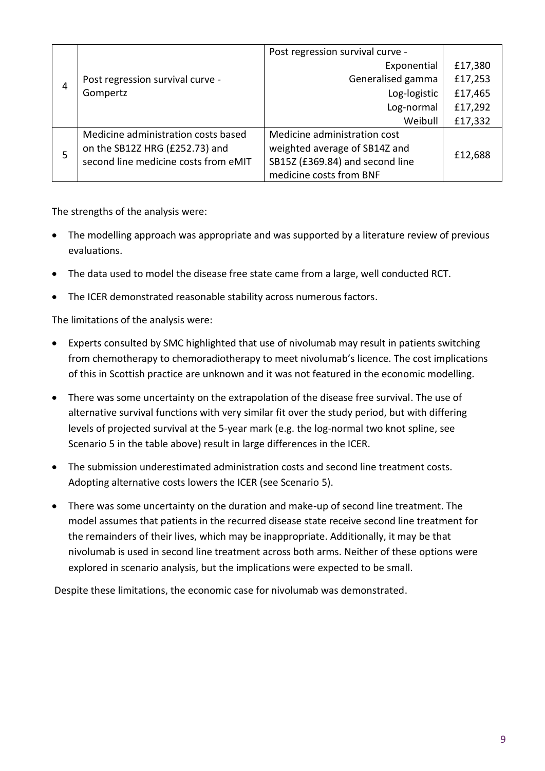| | | | |
|---|---|---|---|
| 4 | Post regression survival curve - Gompertz | Post regression survival curve - | |
| | | Exponential | £17,380 |
| | | Generalised gamma | £17,253 |
| | | Log-logistic | £17,465 |
| | | Log-normal | £17,292 |
| | | Weibull | £17,332 |
| 5 | Medicine administration costs based on the SB12Z HRG (£252.73) and second line medicine costs from eMIT | Medicine administration cost weighted average of SB14Z and SB15Z (£369.84) and second line medicine costs from BNF | £12,688 |

The strengths of the analysis were:

- The modelling approach was appropriate and was supported by a literature review of previous evaluations.
- The data used to model the disease free state came from a large, well conducted RCT.
- The ICER demonstrated reasonable stability across numerous factors.

The limitations of the analysis were:

- Experts consulted by SMC highlighted that use of nivolumab may result in patients switching from chemotherapy to chemoradiotherapy to meet nivolumab's licence. The cost implications of this in Scottish practice are unknown and it was not featured in the economic modelling.
- There was some uncertainty on the extrapolation of the disease free survival. The use of alternative survival functions with very similar fit over the study period, but with differing levels of projected survival at the 5-year mark (e.g. the log-normal two knot spline, see Scenario 5 in the table above) result in large differences in the ICER.
- The submission underestimated administration costs and second line treatment costs. Adopting alternative costs lowers the ICER (see Scenario 5).
- There was some uncertainty on the duration and make-up of second line treatment. The model assumes that patients in the recurred disease state receive second line treatment for the remainders of their lives, which may be inappropriate. Additionally, it may be that nivolumab is used in second line treatment across both arms. Neither of these options were explored in scenario analysis, but the implications were expected to be small.

Despite these limitations, the economic case for nivolumab was demonstrated.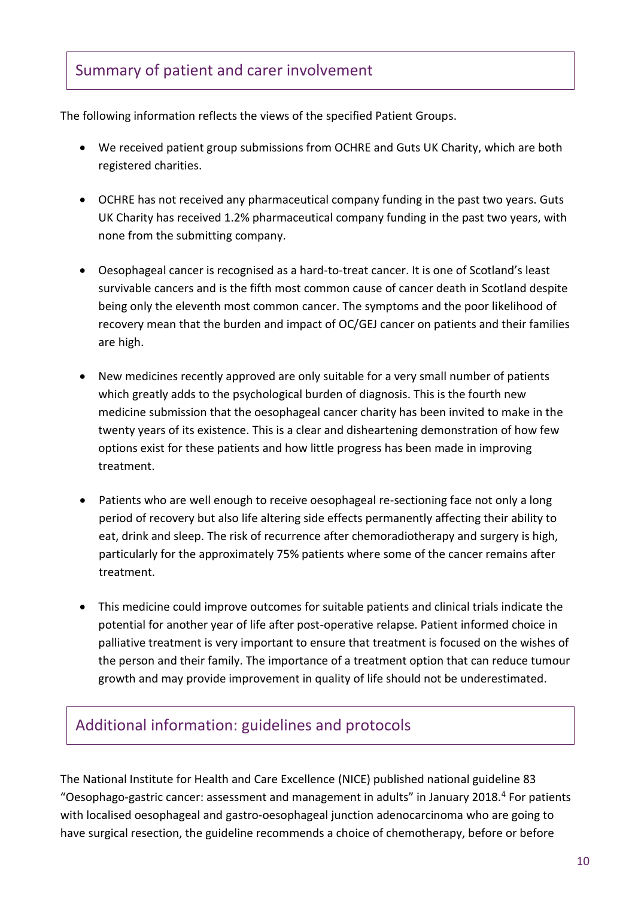## Summary of patient and carer involvement

The following information reflects the views of the specified Patient Groups.

- We received patient group submissions from OCHRE and Guts UK Charity, which are both registered charities.
- OCHRE has not received any pharmaceutical company funding in the past two years. Guts UK Charity has received 1.2% pharmaceutical company funding in the past two years, with none from the submitting company.
- Oesophageal cancer is recognised as a hard-to-treat cancer. It is one of Scotland's least survivable cancers and is the fifth most common cause of cancer death in Scotland despite being only the eleventh most common cancer. The symptoms and the poor likelihood of recovery mean that the burden and impact of OC/GEJ cancer on patients and their families are high.
- New medicines recently approved are only suitable for a very small number of patients which greatly adds to the psychological burden of diagnosis. This is the fourth new medicine submission that the oesophageal cancer charity has been invited to make in the twenty years of its existence. This is a clear and disheartening demonstration of how few options exist for these patients and how little progress has been made in improving treatment.
- Patients who are well enough to receive oesophageal re-sectioning face not only a long period of recovery but also life altering side effects permanently affecting their ability to eat, drink and sleep. The risk of recurrence after chemoradiotherapy and surgery is high, particularly for the approximately 75% patients where some of the cancer remains after treatment.
- This medicine could improve outcomes for suitable patients and clinical trials indicate the potential for another year of life after post-operative relapse. Patient informed choice in palliative treatment is very important to ensure that treatment is focused on the wishes of the person and their family. The importance of a treatment option that can reduce tumour growth and may provide improvement in quality of life should not be underestimated.

## Additional information: guidelines and protocols

The National Institute for Health and Care Excellence (NICE) published national guideline 83 "Oesophago-gastric cancer: assessment and management in adults" in January 2018.[4] For patients with localised oesophageal and gastro-oesophageal junction adenocarcinoma who are going to have surgical resection, the guideline recommends a choice of chemotherapy, before or before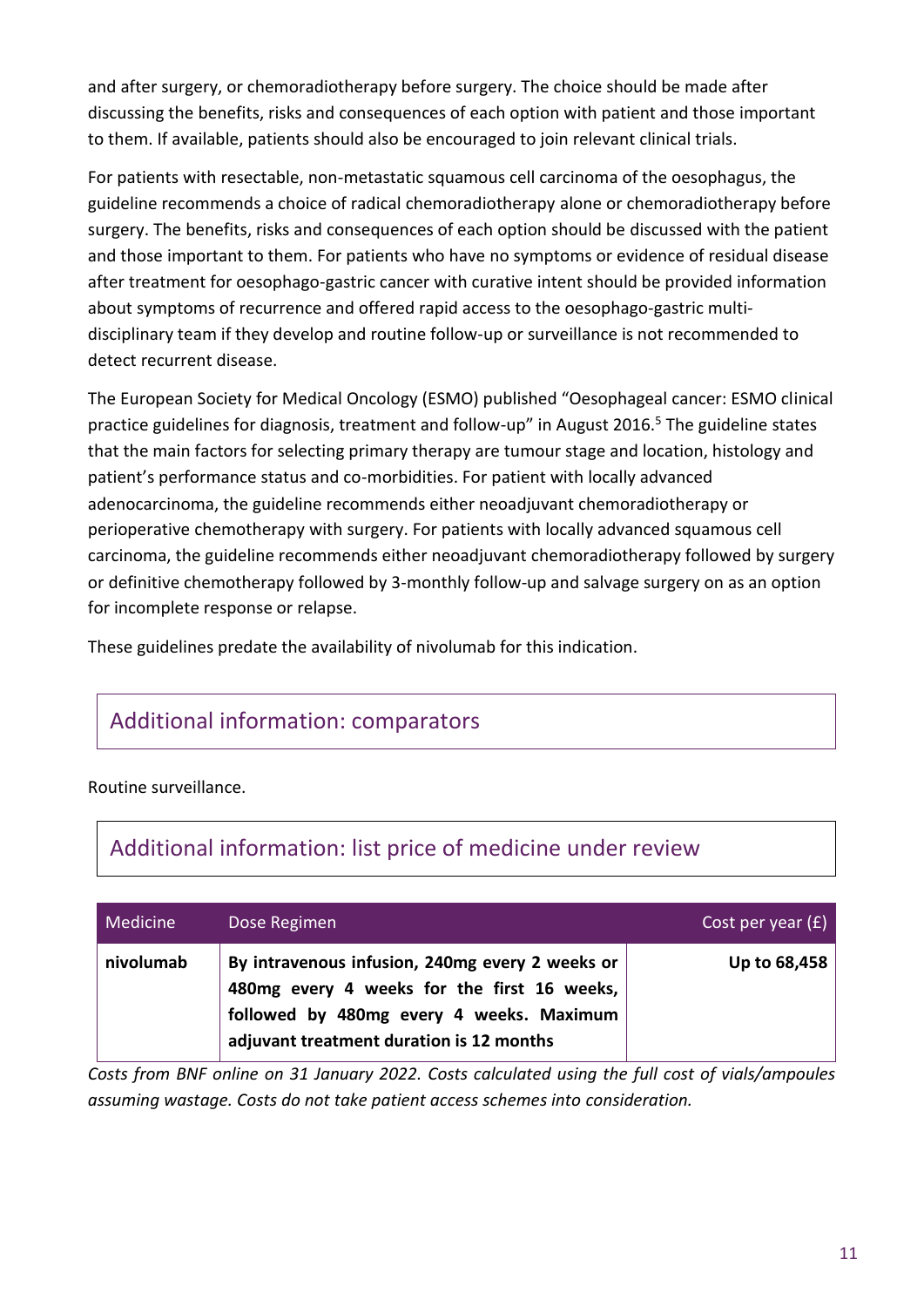and after surgery, or chemoradiotherapy before surgery. The choice should be made after discussing the benefits, risks and consequences of each option with patient and those important to them. If available, patients should also be encouraged to join relevant clinical trials.

For patients with resectable, non-metastatic squamous cell carcinoma of the oesophagus, the guideline recommends a choice of radical chemoradiotherapy alone or chemoradiotherapy before surgery. The benefits, risks and consequences of each option should be discussed with the patient and those important to them. For patients who have no symptoms or evidence of residual disease after treatment for oesophago-gastric cancer with curative intent should be provided information about symptoms of recurrence and offered rapid access to the oesophago-gastric multi-disciplinary team if they develop and routine follow-up or surveillance is not recommended to detect recurrent disease.

The European Society for Medical Oncology (ESMO) published "Oesophageal cancer: ESMO clinical practice guidelines for diagnosis, treatment and follow-up" in August 2016.[5] The guideline states that the main factors for selecting primary therapy are tumour stage and location, histology and patient's performance status and co-morbidities. For patient with locally advanced adenocarcinoma, the guideline recommends either neoadjuvant chemoradiotherapy or perioperative chemotherapy with surgery. For patients with locally advanced squamous cell carcinoma, the guideline recommends either neoadjuvant chemoradiotherapy followed by surgery or definitive chemotherapy followed by 3-monthly follow-up and salvage surgery on as an option for incomplete response or relapse.

These guidelines predate the availability of nivolumab for this indication.

## Additional information: comparators

Routine surveillance.

## Additional information: list price of medicine under review

| Medicine | Dose Regimen | Cost per year (£) |
|---|---|---|
| **nivolumab** | **By intravenous infusion, 240mg every 2 weeks or 480mg every 4 weeks for the first 16 weeks, followed by 480mg every 4 weeks. Maximum adjuvant treatment duration is 12 months** | **Up to 68,458** |

*Costs from BNF online on 31 January 2022. Costs calculated using the full cost of vials/ampoules assuming wastage. Costs do not take patient access schemes into consideration.*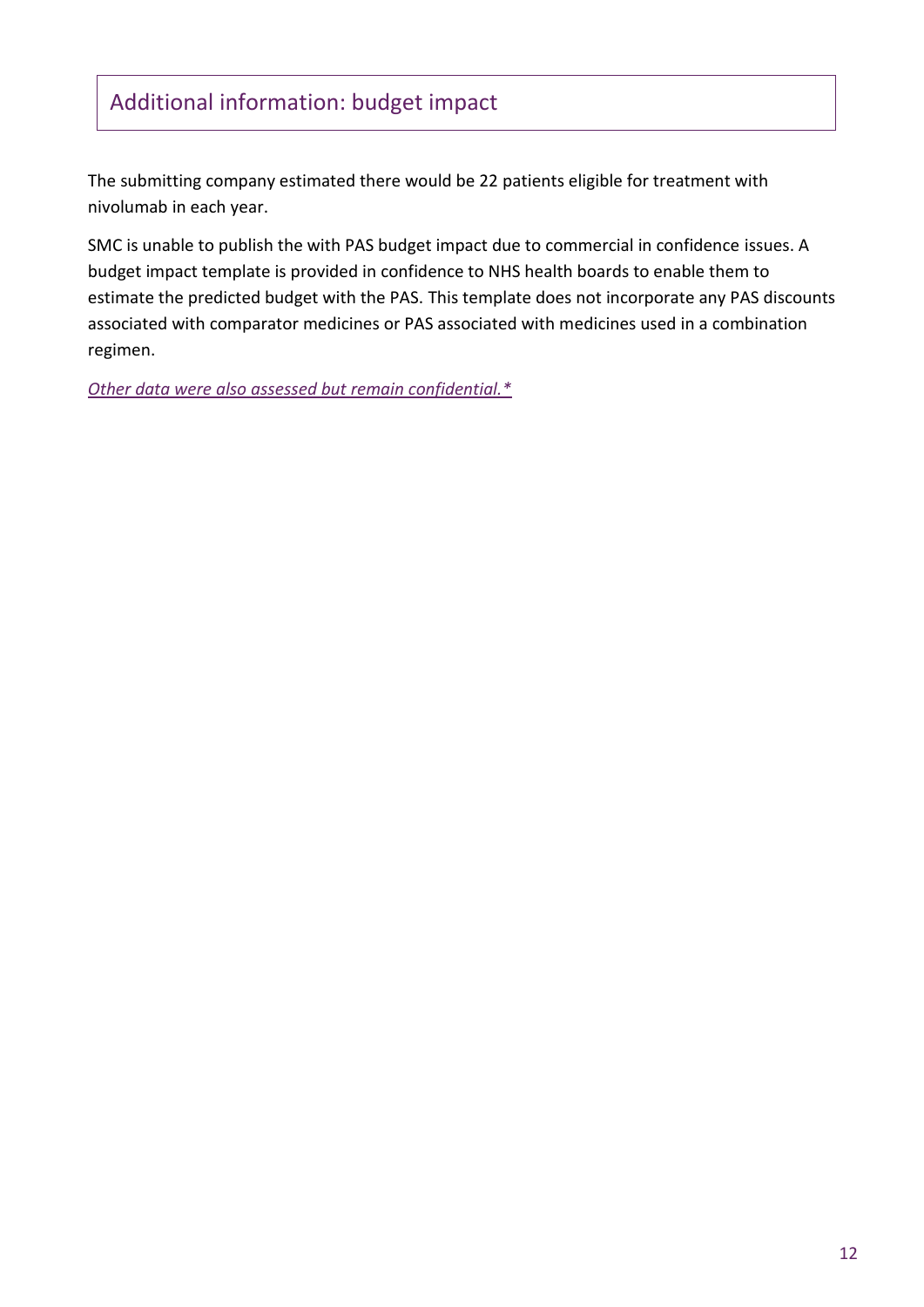## Additional information: budget impact

The submitting company estimated there would be 22 patients eligible for treatment with nivolumab in each year.

SMC is unable to publish the with PAS budget impact due to commercial in confidence issues. A budget impact template is provided in confidence to NHS health boards to enable them to estimate the predicted budget with the PAS. This template does not incorporate any PAS discounts associated with comparator medicines or PAS associated with medicines used in a combination regimen.

*Other data were also assessed but remain confidential.**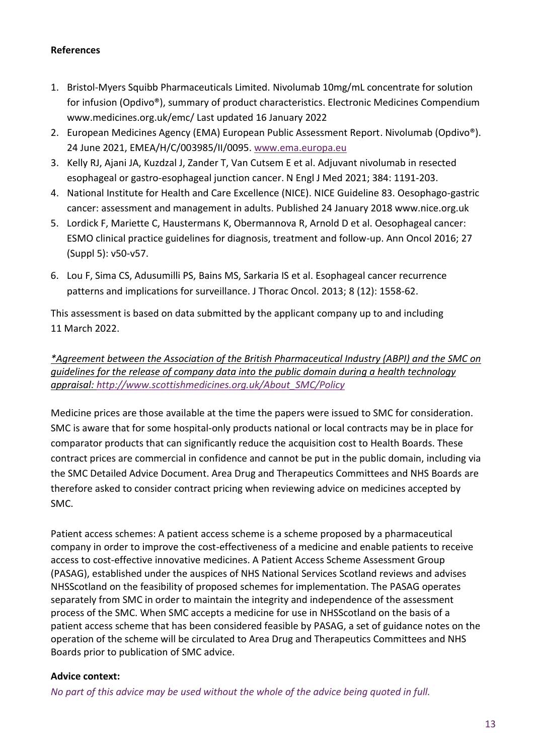**References**

1. Bristol-Myers Squibb Pharmaceuticals Limited. Nivolumab 10mg/mL concentrate for solution for infusion (Opdivo®), summary of product characteristics. Electronic Medicines Compendium www.medicines.org.uk/emc/ Last updated 16 January 2022
2. European Medicines Agency (EMA) European Public Assessment Report. Nivolumab (Opdivo®). 24 June 2021, EMEA/H/C/003985/II/0095. www.ema.europa.eu
3. Kelly RJ, Ajani JA, Kuzdzal J, Zander T, Van Cutsem E et al. Adjuvant nivolumab in resected esophageal or gastro-esophageal junction cancer. N Engl J Med 2021; 384: 1191-203.
4. National Institute for Health and Care Excellence (NICE). NICE Guideline 83. Oesophago-gastric cancer: assessment and management in adults. Published 24 January 2018 www.nice.org.uk
5. Lordick F, Mariette C, Haustermans K, Obermannova R, Arnold D et al. Oesophageal cancer: ESMO clinical practice guidelines for diagnosis, treatment and follow-up. Ann Oncol 2016; 27 (Suppl 5): v50-v57.
6. Lou F, Sima CS, Adusumilli PS, Bains MS, Sarkaria IS et al. Esophageal cancer recurrence patterns and implications for surveillance. J Thorac Oncol. 2013; 8 (12): 1558-62.

This assessment is based on data submitted by the applicant company up to and including 11 March 2022.

*\*Agreement between the Association of the British Pharmaceutical Industry (ABPI) and the SMC on guidelines for the release of company data into the public domain during a health technology appraisal: http://www.scottishmedicines.org.uk/About_SMC/Policy*

Medicine prices are those available at the time the papers were issued to SMC for consideration. SMC is aware that for some hospital-only products national or local contracts may be in place for comparator products that can significantly reduce the acquisition cost to Health Boards. These contract prices are commercial in confidence and cannot be put in the public domain, including via the SMC Detailed Advice Document. Area Drug and Therapeutics Committees and NHS Boards are therefore asked to consider contract pricing when reviewing advice on medicines accepted by SMC.

Patient access schemes: A patient access scheme is a scheme proposed by a pharmaceutical company in order to improve the cost-effectiveness of a medicine and enable patients to receive access to cost-effective innovative medicines. A Patient Access Scheme Assessment Group (PASAG), established under the auspices of NHS National Services Scotland reviews and advises NHSScotland on the feasibility of proposed schemes for implementation. The PASAG operates separately from SMC in order to maintain the integrity and independence of the assessment process of the SMC. When SMC accepts a medicine for use in NHSScotland on the basis of a patient access scheme that has been considered feasible by PASAG, a set of guidance notes on the operation of the scheme will be circulated to Area Drug and Therapeutics Committees and NHS Boards prior to publication of SMC advice.

**Advice context:**

*No part of this advice may be used without the whole of the advice being quoted in full.*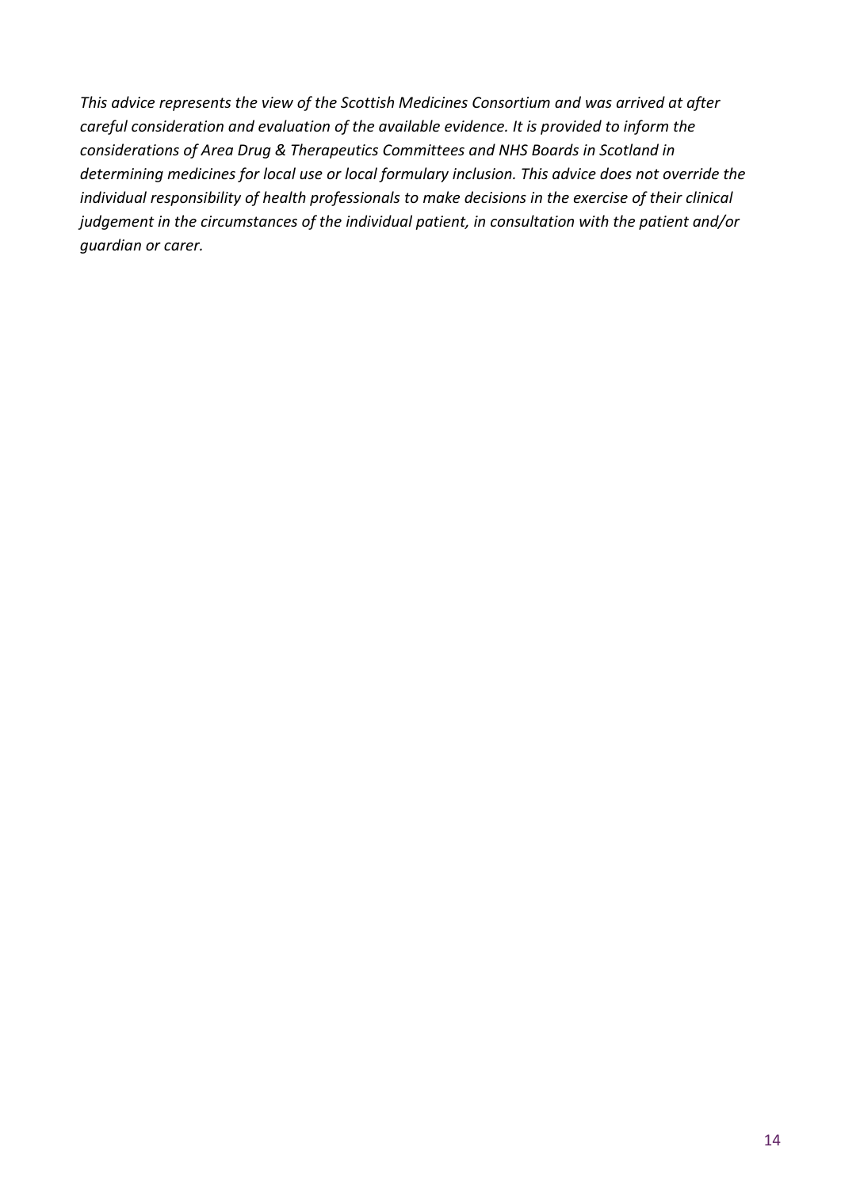*This advice represents the view of the Scottish Medicines Consortium and was arrived at after careful consideration and evaluation of the available evidence. It is provided to inform the considerations of Area Drug & Therapeutics Committees and NHS Boards in Scotland in determining medicines for local use or local formulary inclusion. This advice does not override the individual responsibility of health professionals to make decisions in the exercise of their clinical judgement in the circumstances of the individual patient, in consultation with the patient and/or guardian or carer.*